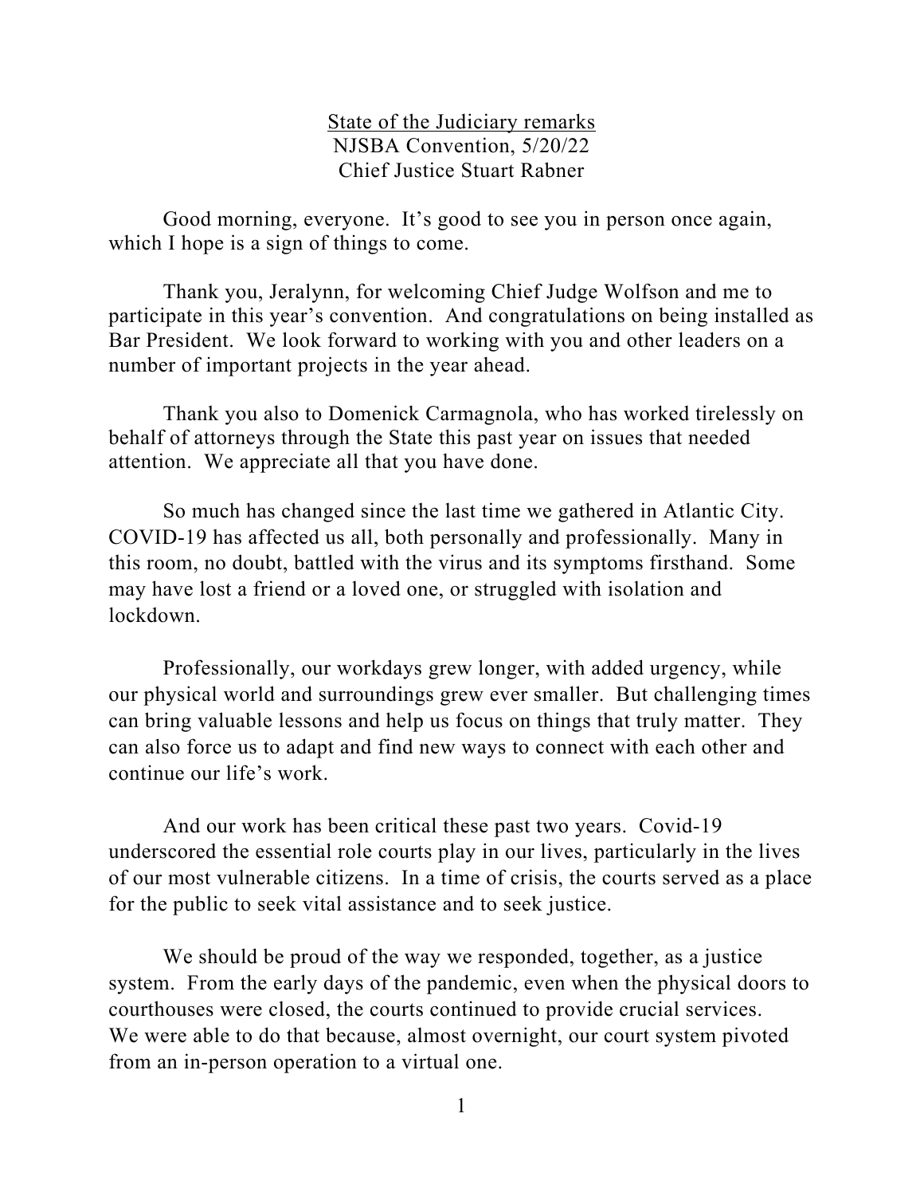<u>State of the Judiciary remarks</u>
NJSBA Convention, 5/20/22
Chief Justice Stuart Rabner

Good morning, everyone. It's good to see you in person once again, which I hope is a sign of things to come.

Thank you, Jeralynn, for welcoming Chief Judge Wolfson and me to participate in this year's convention. And congratulations on being installed as Bar President. We look forward to working with you and other leaders on a number of important projects in the year ahead.

Thank you also to Domenick Carmagnola, who has worked tirelessly on behalf of attorneys through the State this past year on issues that needed attention. We appreciate all that you have done.

So much has changed since the last time we gathered in Atlantic City. COVID-19 has affected us all, both personally and professionally. Many in this room, no doubt, battled with the virus and its symptoms firsthand. Some may have lost a friend or a loved one, or struggled with isolation and lockdown.

Professionally, our workdays grew longer, with added urgency, while our physical world and surroundings grew ever smaller. But challenging times can bring valuable lessons and help us focus on things that truly matter. They can also force us to adapt and find new ways to connect with each other and continue our life's work.

And our work has been critical these past two years. Covid-19 underscored the essential role courts play in our lives, particularly in the lives of our most vulnerable citizens. In a time of crisis, the courts served as a place for the public to seek vital assistance and to seek justice.

We should be proud of the way we responded, together, as a justice system. From the early days of the pandemic, even when the physical doors to courthouses were closed, the courts continued to provide crucial services. We were able to do that because, almost overnight, our court system pivoted from an in-person operation to a virtual one.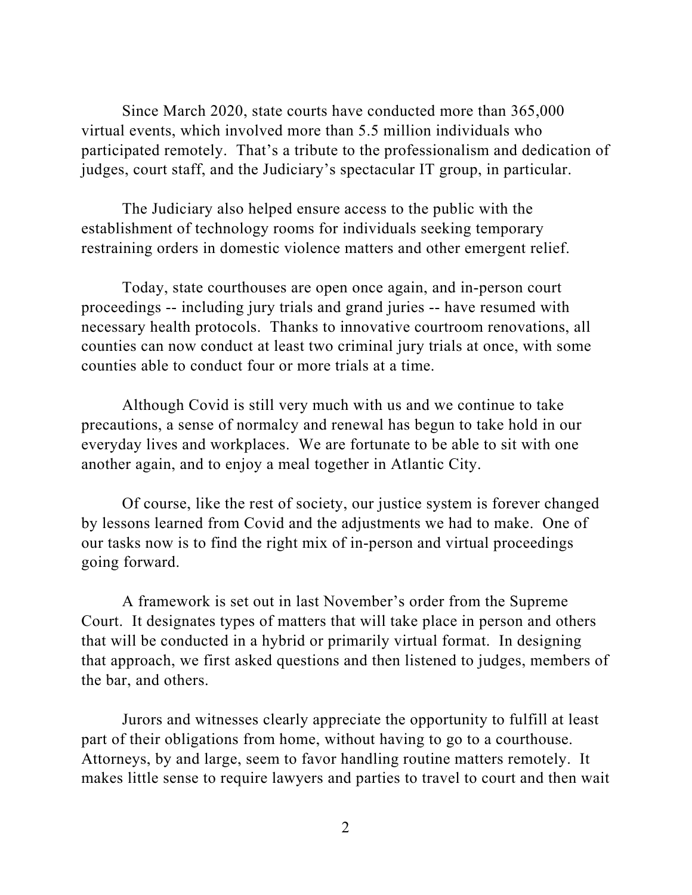Since March 2020, state courts have conducted more than 365,000 virtual events, which involved more than 5.5 million individuals who participated remotely. That's a tribute to the professionalism and dedication of judges, court staff, and the Judiciary's spectacular IT group, in particular.

The Judiciary also helped ensure access to the public with the establishment of technology rooms for individuals seeking temporary restraining orders in domestic violence matters and other emergent relief.

Today, state courthouses are open once again, and in-person court proceedings -- including jury trials and grand juries -- have resumed with necessary health protocols. Thanks to innovative courtroom renovations, all counties can now conduct at least two criminal jury trials at once, with some counties able to conduct four or more trials at a time.

Although Covid is still very much with us and we continue to take precautions, a sense of normalcy and renewal has begun to take hold in our everyday lives and workplaces. We are fortunate to be able to sit with one another again, and to enjoy a meal together in Atlantic City.

Of course, like the rest of society, our justice system is forever changed by lessons learned from Covid and the adjustments we had to make. One of our tasks now is to find the right mix of in-person and virtual proceedings going forward.

A framework is set out in last November's order from the Supreme Court. It designates types of matters that will take place in person and others that will be conducted in a hybrid or primarily virtual format. In designing that approach, we first asked questions and then listened to judges, members of the bar, and others.

Jurors and witnesses clearly appreciate the opportunity to fulfill at least part of their obligations from home, without having to go to a courthouse. Attorneys, by and large, seem to favor handling routine matters remotely. It makes little sense to require lawyers and parties to travel to court and then wait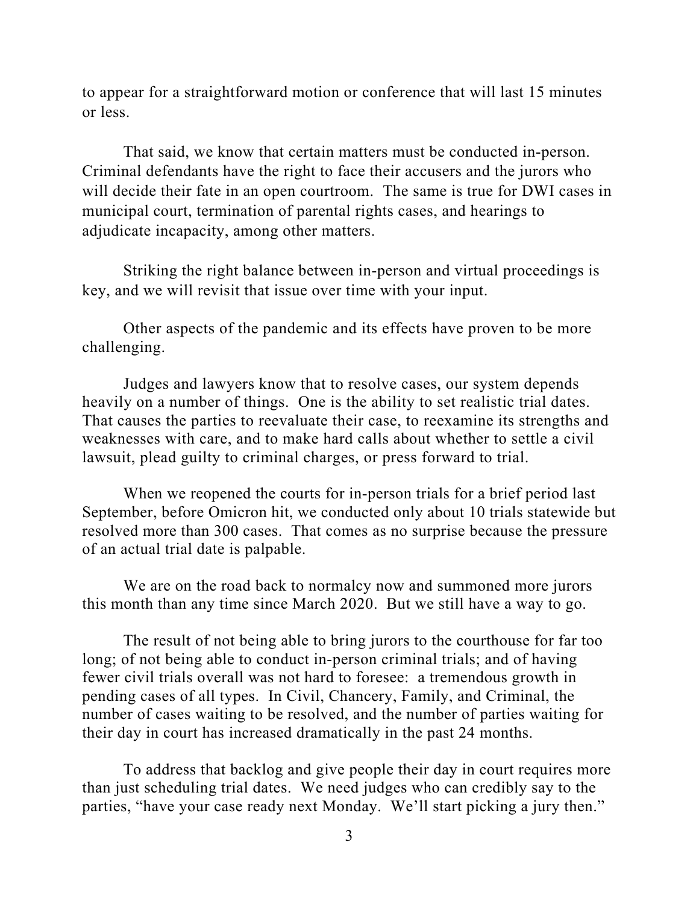to appear for a straightforward motion or conference that will last 15 minutes or less.

That said, we know that certain matters must be conducted in-person. Criminal defendants have the right to face their accusers and the jurors who will decide their fate in an open courtroom. The same is true for DWI cases in municipal court, termination of parental rights cases, and hearings to adjudicate incapacity, among other matters.

Striking the right balance between in-person and virtual proceedings is key, and we will revisit that issue over time with your input.

Other aspects of the pandemic and its effects have proven to be more challenging.

Judges and lawyers know that to resolve cases, our system depends heavily on a number of things. One is the ability to set realistic trial dates. That causes the parties to reevaluate their case, to reexamine its strengths and weaknesses with care, and to make hard calls about whether to settle a civil lawsuit, plead guilty to criminal charges, or press forward to trial.

When we reopened the courts for in-person trials for a brief period last September, before Omicron hit, we conducted only about 10 trials statewide but resolved more than 300 cases. That comes as no surprise because the pressure of an actual trial date is palpable.

We are on the road back to normalcy now and summoned more jurors this month than any time since March 2020. But we still have a way to go.

The result of not being able to bring jurors to the courthouse for far too long; of not being able to conduct in-person criminal trials; and of having fewer civil trials overall was not hard to foresee: a tremendous growth in pending cases of all types. In Civil, Chancery, Family, and Criminal, the number of cases waiting to be resolved, and the number of parties waiting for their day in court has increased dramatically in the past 24 months.

To address that backlog and give people their day in court requires more than just scheduling trial dates. We need judges who can credibly say to the parties, "have your case ready next Monday. We'll start picking a jury then."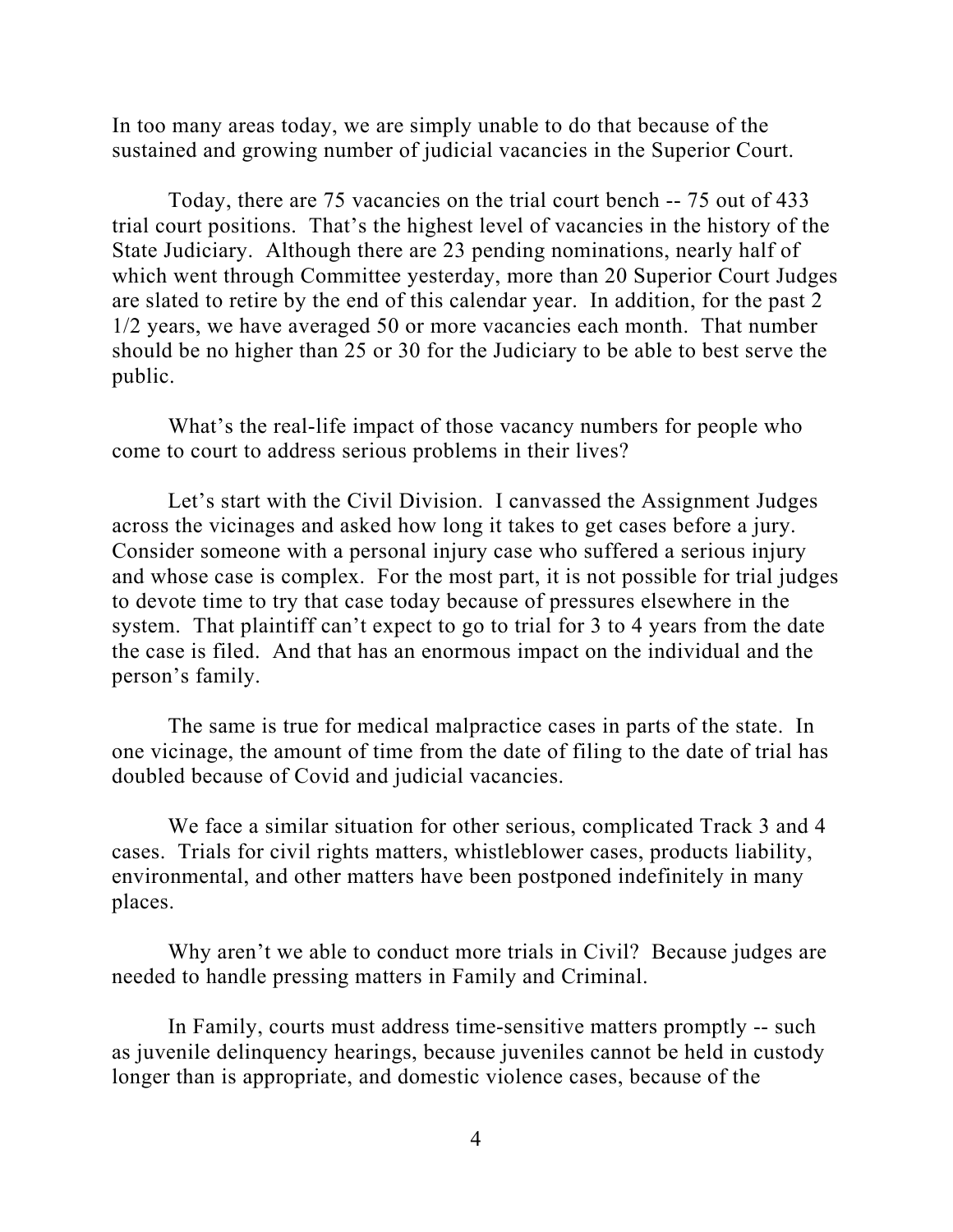In too many areas today, we are simply unable to do that because of the sustained and growing number of judicial vacancies in the Superior Court.

Today, there are 75 vacancies on the trial court bench -- 75 out of 433 trial court positions. That's the highest level of vacancies in the history of the State Judiciary. Although there are 23 pending nominations, nearly half of which went through Committee yesterday, more than 20 Superior Court Judges are slated to retire by the end of this calendar year. In addition, for the past 2 1/2 years, we have averaged 50 or more vacancies each month. That number should be no higher than 25 or 30 for the Judiciary to be able to best serve the public.

What's the real-life impact of those vacancy numbers for people who come to court to address serious problems in their lives?

Let's start with the Civil Division. I canvassed the Assignment Judges across the vicinages and asked how long it takes to get cases before a jury. Consider someone with a personal injury case who suffered a serious injury and whose case is complex. For the most part, it is not possible for trial judges to devote time to try that case today because of pressures elsewhere in the system. That plaintiff can't expect to go to trial for 3 to 4 years from the date the case is filed. And that has an enormous impact on the individual and the person's family.

The same is true for medical malpractice cases in parts of the state. In one vicinage, the amount of time from the date of filing to the date of trial has doubled because of Covid and judicial vacancies.

We face a similar situation for other serious, complicated Track 3 and 4 cases. Trials for civil rights matters, whistleblower cases, products liability, environmental, and other matters have been postponed indefinitely in many places.

Why aren't we able to conduct more trials in Civil? Because judges are needed to handle pressing matters in Family and Criminal.

In Family, courts must address time-sensitive matters promptly -- such as juvenile delinquency hearings, because juveniles cannot be held in custody longer than is appropriate, and domestic violence cases, because of the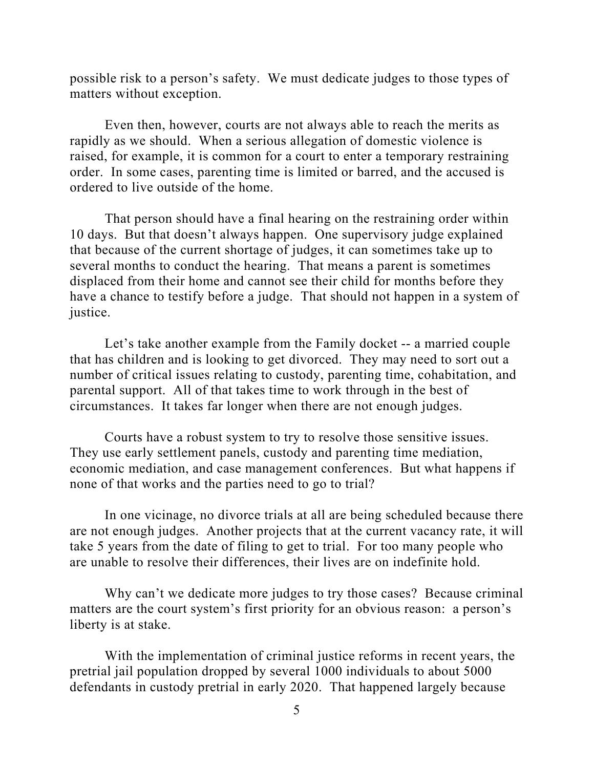possible risk to a person's safety. We must dedicate judges to those types of matters without exception.

Even then, however, courts are not always able to reach the merits as rapidly as we should. When a serious allegation of domestic violence is raised, for example, it is common for a court to enter a temporary restraining order. In some cases, parenting time is limited or barred, and the accused is ordered to live outside of the home.

That person should have a final hearing on the restraining order within 10 days. But that doesn't always happen. One supervisory judge explained that because of the current shortage of judges, it can sometimes take up to several months to conduct the hearing. That means a parent is sometimes displaced from their home and cannot see their child for months before they have a chance to testify before a judge. That should not happen in a system of justice.

Let's take another example from the Family docket -- a married couple that has children and is looking to get divorced. They may need to sort out a number of critical issues relating to custody, parenting time, cohabitation, and parental support. All of that takes time to work through in the best of circumstances. It takes far longer when there are not enough judges.

Courts have a robust system to try to resolve those sensitive issues. They use early settlement panels, custody and parenting time mediation, economic mediation, and case management conferences. But what happens if none of that works and the parties need to go to trial?

In one vicinage, no divorce trials at all are being scheduled because there are not enough judges. Another projects that at the current vacancy rate, it will take 5 years from the date of filing to get to trial. For too many people who are unable to resolve their differences, their lives are on indefinite hold.

Why can't we dedicate more judges to try those cases? Because criminal matters are the court system's first priority for an obvious reason: a person's liberty is at stake.

With the implementation of criminal justice reforms in recent years, the pretrial jail population dropped by several 1000 individuals to about 5000 defendants in custody pretrial in early 2020. That happened largely because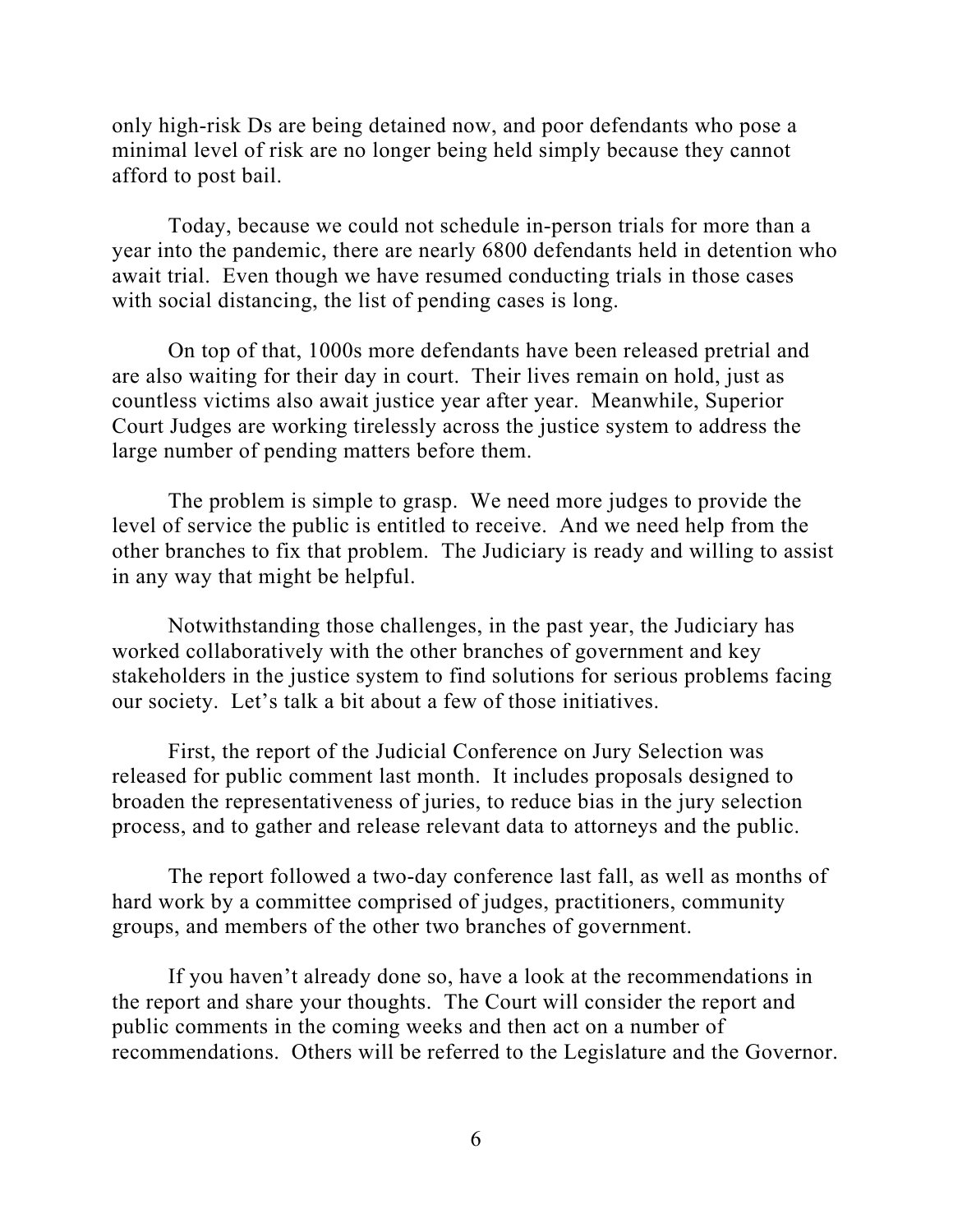only high-risk Ds are being detained now, and poor defendants who pose a minimal level of risk are no longer being held simply because they cannot afford to post bail.

Today, because we could not schedule in-person trials for more than a year into the pandemic, there are nearly 6800 defendants held in detention who await trial. Even though we have resumed conducting trials in those cases with social distancing, the list of pending cases is long.

On top of that, 1000s more defendants have been released pretrial and are also waiting for their day in court. Their lives remain on hold, just as countless victims also await justice year after year. Meanwhile, Superior Court Judges are working tirelessly across the justice system to address the large number of pending matters before them.

The problem is simple to grasp. We need more judges to provide the level of service the public is entitled to receive. And we need help from the other branches to fix that problem. The Judiciary is ready and willing to assist in any way that might be helpful.

Notwithstanding those challenges, in the past year, the Judiciary has worked collaboratively with the other branches of government and key stakeholders in the justice system to find solutions for serious problems facing our society. Let's talk a bit about a few of those initiatives.

First, the report of the Judicial Conference on Jury Selection was released for public comment last month. It includes proposals designed to broaden the representativeness of juries, to reduce bias in the jury selection process, and to gather and release relevant data to attorneys and the public.

The report followed a two-day conference last fall, as well as months of hard work by a committee comprised of judges, practitioners, community groups, and members of the other two branches of government.

If you haven't already done so, have a look at the recommendations in the report and share your thoughts. The Court will consider the report and public comments in the coming weeks and then act on a number of recommendations. Others will be referred to the Legislature and the Governor.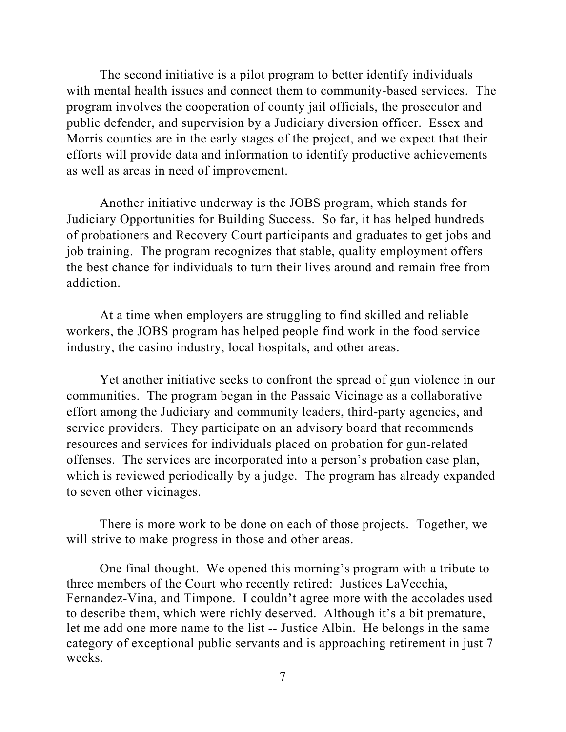The second initiative is a pilot program to better identify individuals with mental health issues and connect them to community-based services. The program involves the cooperation of county jail officials, the prosecutor and public defender, and supervision by a Judiciary diversion officer. Essex and Morris counties are in the early stages of the project, and we expect that their efforts will provide data and information to identify productive achievements as well as areas in need of improvement.

Another initiative underway is the JOBS program, which stands for Judiciary Opportunities for Building Success. So far, it has helped hundreds of probationers and Recovery Court participants and graduates to get jobs and job training. The program recognizes that stable, quality employment offers the best chance for individuals to turn their lives around and remain free from addiction.

At a time when employers are struggling to find skilled and reliable workers, the JOBS program has helped people find work in the food service industry, the casino industry, local hospitals, and other areas.

Yet another initiative seeks to confront the spread of gun violence in our communities. The program began in the Passaic Vicinage as a collaborative effort among the Judiciary and community leaders, third-party agencies, and service providers. They participate on an advisory board that recommends resources and services for individuals placed on probation for gun-related offenses. The services are incorporated into a person's probation case plan, which is reviewed periodically by a judge. The program has already expanded to seven other vicinages.

There is more work to be done on each of those projects. Together, we will strive to make progress in those and other areas.

One final thought. We opened this morning's program with a tribute to three members of the Court who recently retired: Justices LaVecchia, Fernandez-Vina, and Timpone. I couldn't agree more with the accolades used to describe them, which were richly deserved. Although it's a bit premature, let me add one more name to the list -- Justice Albin. He belongs in the same category of exceptional public servants and is approaching retirement in just 7 weeks.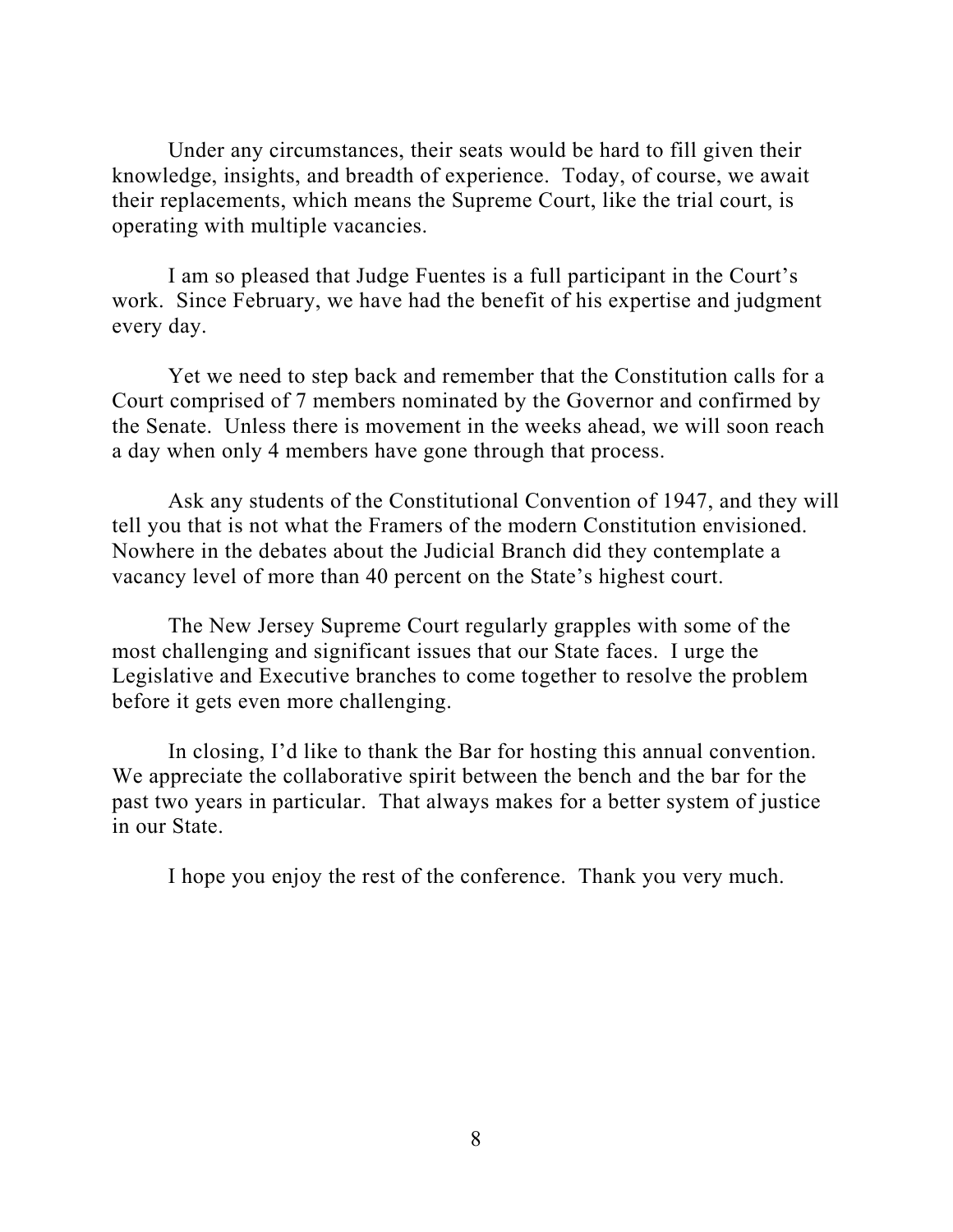Under any circumstances, their seats would be hard to fill given their knowledge, insights, and breadth of experience. Today, of course, we await their replacements, which means the Supreme Court, like the trial court, is operating with multiple vacancies.

I am so pleased that Judge Fuentes is a full participant in the Court's work. Since February, we have had the benefit of his expertise and judgment every day.

Yet we need to step back and remember that the Constitution calls for a Court comprised of 7 members nominated by the Governor and confirmed by the Senate. Unless there is movement in the weeks ahead, we will soon reach a day when only 4 members have gone through that process.

Ask any students of the Constitutional Convention of 1947, and they will tell you that is not what the Framers of the modern Constitution envisioned. Nowhere in the debates about the Judicial Branch did they contemplate a vacancy level of more than 40 percent on the State's highest court.

The New Jersey Supreme Court regularly grapples with some of the most challenging and significant issues that our State faces. I urge the Legislative and Executive branches to come together to resolve the problem before it gets even more challenging.

In closing, I'd like to thank the Bar for hosting this annual convention. We appreciate the collaborative spirit between the bench and the bar for the past two years in particular. That always makes for a better system of justice in our State.

I hope you enjoy the rest of the conference. Thank you very much.